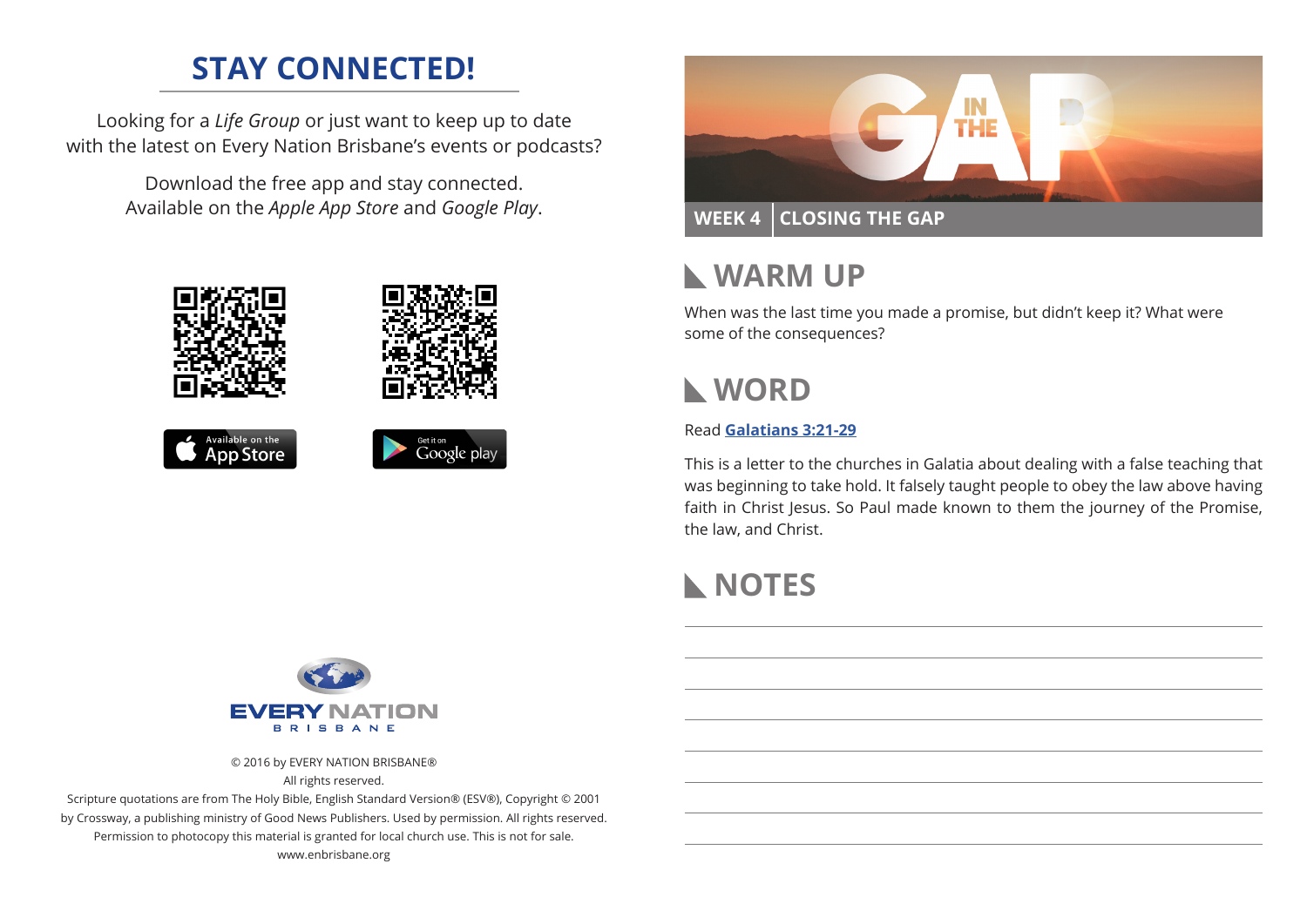## STAY CONNECTED!

Looking for a *Life Group* or just want to keep up to date with the latest on Every Nation Brisbane's events or podcasts?

Download the free app and stay connected. Available on the *Apple App Store* and *Google Play*.

Available on the App Store

Get it on Google play

EVERY NATION
BRISBANE

© 2016 by EVERY NATION BRISBANE®
All rights reserved.
Scripture quotations are from The Holy Bible, English Standard Version® (ESV®), Copyright © 2001 by Crossway, a publishing ministry of Good News Publishers. Used by permission. All rights reserved.
Permission to photocopy this material is granted for local church use. This is not for sale.
www.enbrisbane.org

# IN THE GAP

**WEEK 4 | CLOSING THE GAP**

## WARM UP

When was the last time you made a promise, but didn't keep it? What were some of the consequences?

## WORD

Read **Galatians 3:21-29**

This is a letter to the churches in Galatia about dealing with a false teaching that was beginning to take hold. It falsely taught people to obey the law above having faith in Christ Jesus. So Paul made known to them the journey of the Promise, the law, and Christ.

## NOTES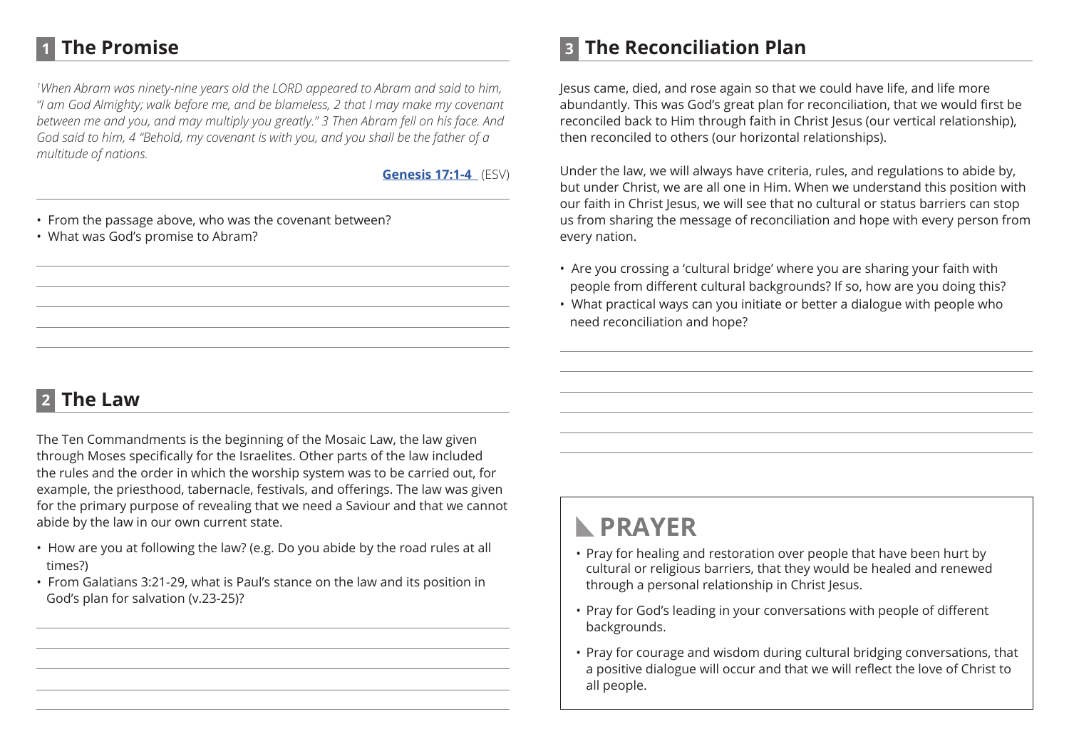## 1 The Promise

*[1]When Abram was ninety-nine years old the LORD appeared to Abram and said to him, "I am God Almighty; walk before me, and be blameless, 2 that I may make my covenant between me and you, and may multiply you greatly." 3 Then Abram fell on his face. And God said to him, 4 "Behold, my covenant is with you, and you shall be the father of a multitude of nations.*

**Genesis 17:1-4** (ESV)

- From the passage above, who was the covenant between?
- What was God's promise to Abram?

## 2 The Law

The Ten Commandments is the beginning of the Mosaic Law, the law given through Moses specifically for the Israelites. Other parts of the law included the rules and the order in which the worship system was to be carried out, for example, the priesthood, tabernacle, festivals, and offerings. The law was given for the primary purpose of revealing that we need a Saviour and that we cannot abide by the law in our own current state.

- How are you at following the law? (e.g. Do you abide by the road rules at all times?)
- From Galatians 3:21-29, what is Paul's stance on the law and its position in God's plan for salvation (v.23-25)?

## 3 The Reconciliation Plan

Jesus came, died, and rose again so that we could have life, and life more abundantly. This was God's great plan for reconciliation, that we would first be reconciled back to Him through faith in Christ Jesus (our vertical relationship), then reconciled to others (our horizontal relationships).

Under the law, we will always have criteria, rules, and regulations to abide by, but under Christ, we are all one in Him. When we understand this position with our faith in Christ Jesus, we will see that no cultural or status barriers can stop us from sharing the message of reconciliation and hope with every person from every nation.

- Are you crossing a 'cultural bridge' where you are sharing your faith with people from different cultural backgrounds? If so, how are you doing this?
- What practical ways can you initiate or better a dialogue with people who need reconciliation and hope?

## PRAYER

- Pray for healing and restoration over people that have been hurt by cultural or religious barriers, that they would be healed and renewed through a personal relationship in Christ Jesus.
- Pray for God's leading in your conversations with people of different backgrounds.
- Pray for courage and wisdom during cultural bridging conversations, that a positive dialogue will occur and that we will reflect the love of Christ to all people.